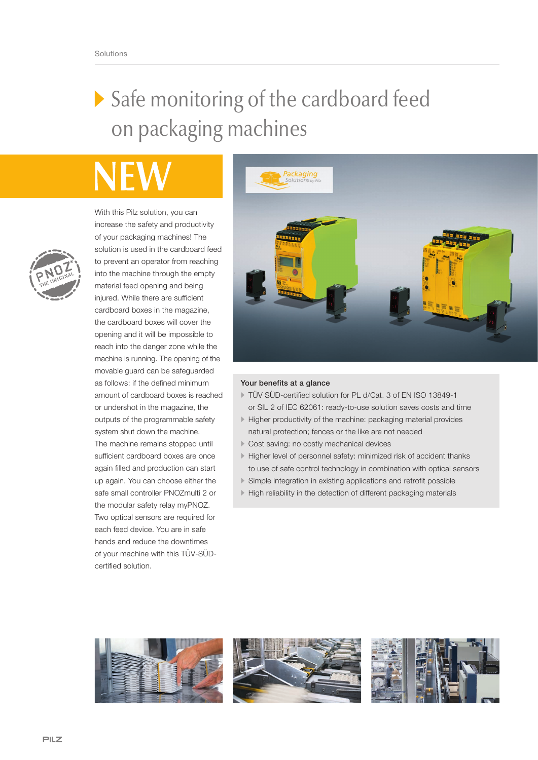# Safe monitoring of the cardboard feed on packaging machines

## NEW

With this Pilz solution, you can increase the safety and productivity of your packaging machines! The solution is used in the cardboard feed to prevent an operator from reaching into the machine through the empty material feed opening and being injured. While there are sufficient cardboard boxes in the magazine, the cardboard boxes will cover the opening and it will be impossible to reach into the danger zone while the machine is running. The opening of the movable guard can be safeguarded as follows: if the defined minimum amount of cardboard boxes is reached or undershot in the magazine, the outputs of the programmable safety system shut down the machine. The machine remains stopped until sufficient cardboard boxes are once again filled and production can start up again. You can choose either the safe small controller PNOZmulti 2 or the modular safety relay myPNOZ. Two optical sensors are required for each feed device. You are in safe hands and reduce the downtimes of your machine with this TÜV-SÜD-certified solution.

**Your benefits at a glance**

- TÜV SÜD-certified solution for PL d/Cat. 3 of EN ISO 13849-1 or SIL 2 of IEC 62061: ready-to-use solution saves costs and time
- Higher productivity of the machine: packaging material provides natural protection; fences or the like are not needed
- Cost saving: no costly mechanical devices
- Higher level of personnel safety: minimized risk of accident thanks to use of safe control technology in combination with optical sensors
- Simple integration in existing applications and retrofit possible
- High reliability in the detection of different packaging materials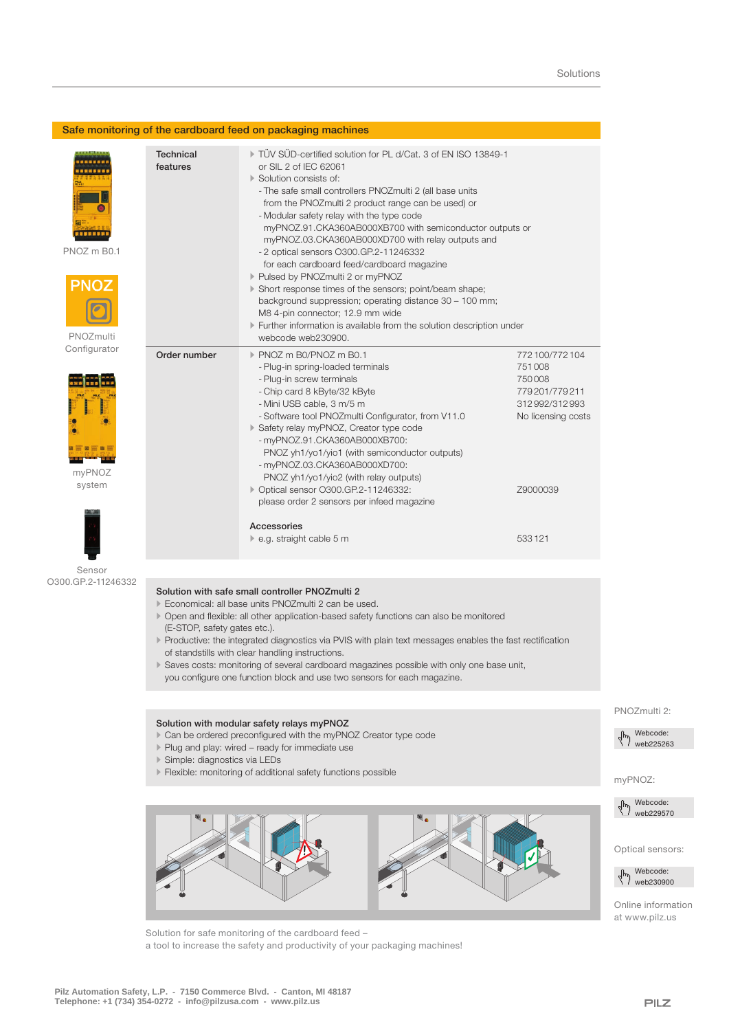## Safe monitoring of the cardboard feed on packaging machines

PNOZ m B0.1

PNOZmulti Configurator

myPNOZ system

Sensor O300.GP.2-11246332

| | |
|---|---|
| **Technical features** | ▸ TÜV SÜD-certified solution for PL d/Cat. 3 of EN ISO 13849-1 or SIL 2 of IEC 62061<br>▸ Solution consists of:<br>- The safe small controllers PNOZmulti 2 (all base units from the PNOZmulti 2 product range can be used) or<br>- Modular safety relay with the type code myPNOZ.91.CKA360AB000XB700 with semiconductor outputs or myPNOZ.03.CKA360AB000XD700 with relay outputs and<br>- 2 optical sensors O300.GP.2-11246332 for each cardboard feed/cardboard magazine<br>▸ Pulsed by PNOZmulti 2 or myPNOZ<br>▸ Short response times of the sensors; point/beam shape; background suppression; operating distance 30 – 100 mm; M8 4-pin connector; 12.9 mm wide<br>▸ Further information is available from the solution description under webcode web230900. |

| Order number | | |
|---|---|---|
| | ▸ PNOZ m B0/PNOZ m B0.1 | 772 100/772 104 |
| | - Plug-in spring-loaded terminals | 751 008 |
| | - Plug-in screw terminals | 750 008 |
| | - Chip card 8 kByte/32 kByte | 779 201/779 211 |
| | - Mini USB cable, 3 m/5 m | 312 992/312 993 |
| | - Software tool PNOZmulti Configurator, from V11.0 | No licensing costs |
| | ▸ Safety relay myPNOZ, Creator type code | |
| | - myPNOZ.91.CKA360AB000XB700: PNOZ yh1/yo1/yio1 (with semiconductor outputs) | |
| | - myPNOZ.03.CKA360AB000XD700: PNOZ yh1/yo1/yio2 (with relay outputs) | |
| | ▸ Optical sensor O300.GP.2-11246332: please order 2 sensors per infeed magazine | Z9000039 |
| | **Accessories** | |
| | ▸ e.g. straight cable 5 m | 533 121 |

### Solution with safe small controller PNOZmulti 2

- Economical: all base units PNOZmulti 2 can be used.
- Open and flexible: all other application-based safety functions can also be monitored (E-STOP, safety gates etc.).
- Productive: the integrated diagnostics via PVIS with plain text messages enables the fast rectification of standstills with clear handling instructions.
- Saves costs: monitoring of several cardboard magazines possible with only one base unit, you configure one function block and use two sensors for each magazine.

### Solution with modular safety relays myPNOZ

- Can be ordered preconfigured with the myPNOZ Creator type code
- Plug and play: wired – ready for immediate use
- Simple: diagnostics via LEDs
- Flexible: monitoring of additional safety functions possible

Solution for safe monitoring of the cardboard feed – a tool to increase the safety and productivity of your packaging machines!

PNOZmulti 2: Webcode: web225263

myPNOZ: Webcode: web229570

Optical sensors: Webcode: web230900

Online information at www.pilz.us

Pilz Automation Safety, L.P. - 7150 Commerce Blvd. - Canton, MI 48187
Telephone: +1 (734) 354-0272 - info@pilzusa.com - www.pilz.us